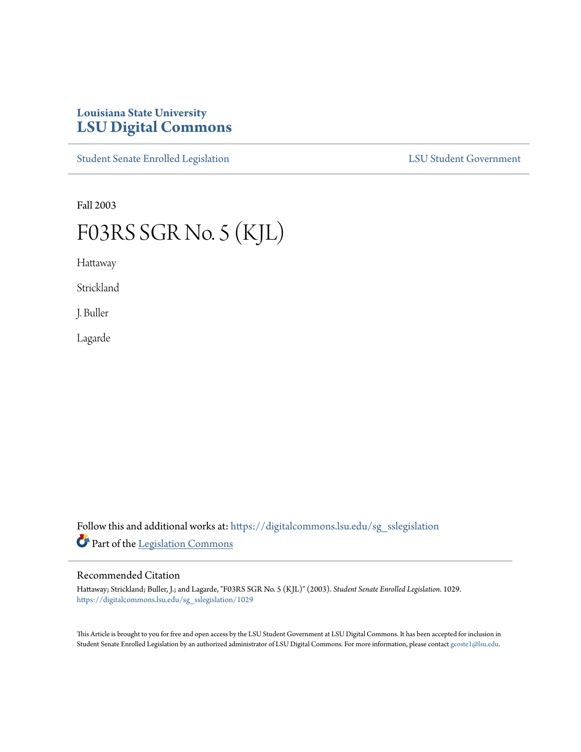Louisiana State University

# LSU Digital Commons

Student Senate Enrolled Legislation | LSU Student Government

Fall 2003

# F03RS SGR No. 5 (KJL)

Hattaway

Strickland

J. Buller

Lagarde

Follow this and additional works at: https://digitalcommons.lsu.edu/sg_sslegislation

Part of the Legislation Commons

## Recommended Citation

Hattaway; Strickland; Buller, J.; and Lagarde, "F03RS SGR No. 5 (KJL)" (2003). *Student Senate Enrolled Legislation*. 1029.
https://digitalcommons.lsu.edu/sg_sslegislation/1029

This Article is brought to you for free and open access by the LSU Student Government at LSU Digital Commons. It has been accepted for inclusion in Student Senate Enrolled Legislation by an authorized administrator of LSU Digital Commons. For more information, please contact gcoste1@lsu.edu.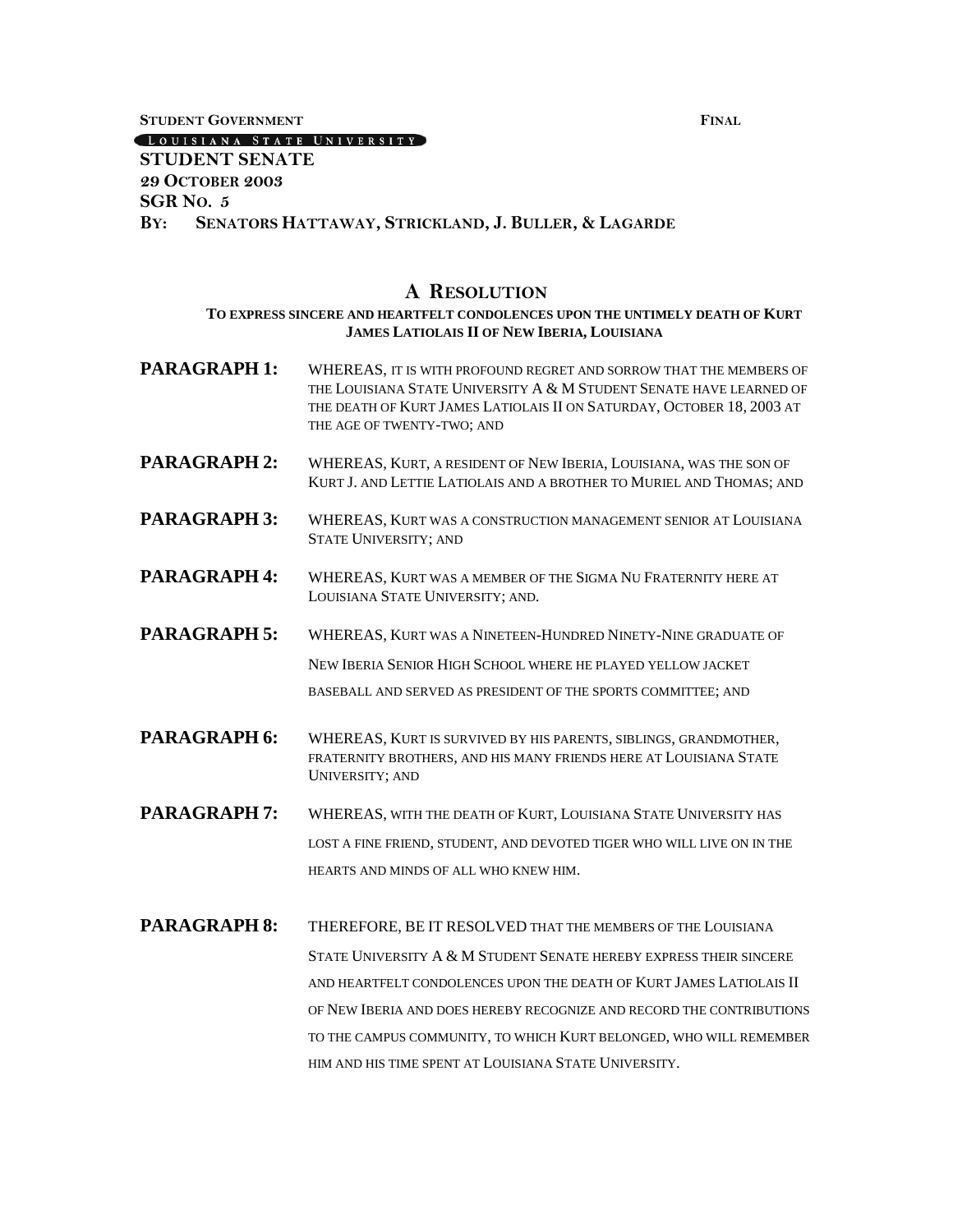**STUDENT GOVERNMENT** **FINAL**

LOUISIANA STATE UNIVERSITY

**STUDENT SENATE**
**29 OCTOBER 2003**
**SGR NO. 5**
**BY: SENATORS HATTAWAY, STRICKLAND, J. BULLER, & LAGARDE**

## A RESOLUTION

**TO EXPRESS SINCERE AND HEARTFELT CONDOLENCES UPON THE UNTIMELY DEATH OF KURT JAMES LATIOLAIS II OF NEW IBERIA, LOUISIANA**

**PARAGRAPH 1:** WHEREAS, IT IS WITH PROFOUND REGRET AND SORROW THAT THE MEMBERS OF THE LOUISIANA STATE UNIVERSITY A & M STUDENT SENATE HAVE LEARNED OF THE DEATH OF KURT JAMES LATIOLAIS II ON SATURDAY, OCTOBER 18, 2003 AT THE AGE OF TWENTY-TWO; AND

**PARAGRAPH 2:** WHEREAS, KURT, A RESIDENT OF NEW IBERIA, LOUISIANA, WAS THE SON OF KURT J. AND LETTIE LATIOLAIS AND A BROTHER TO MURIEL AND THOMAS; AND

**PARAGRAPH 3:** WHEREAS, KURT WAS A CONSTRUCTION MANAGEMENT SENIOR AT LOUISIANA STATE UNIVERSITY; AND

**PARAGRAPH 4:** WHEREAS, KURT WAS A MEMBER OF THE SIGMA NU FRATERNITY HERE AT LOUISIANA STATE UNIVERSITY; AND.

**PARAGRAPH 5:** WHEREAS, KURT WAS A NINETEEN-HUNDRED NINETY-NINE GRADUATE OF NEW IBERIA SENIOR HIGH SCHOOL WHERE HE PLAYED YELLOW JACKET BASEBALL AND SERVED AS PRESIDENT OF THE SPORTS COMMITTEE; AND

**PARAGRAPH 6:** WHEREAS, KURT IS SURVIVED BY HIS PARENTS, SIBLINGS, GRANDMOTHER, FRATERNITY BROTHERS, AND HIS MANY FRIENDS HERE AT LOUISIANA STATE UNIVERSITY; AND

**PARAGRAPH 7:** WHEREAS, WITH THE DEATH OF KURT, LOUISIANA STATE UNIVERSITY HAS LOST A FINE FRIEND, STUDENT, AND DEVOTED TIGER WHO WILL LIVE ON IN THE HEARTS AND MINDS OF ALL WHO KNEW HIM.

**PARAGRAPH 8:** THEREFORE, BE IT RESOLVED THAT THE MEMBERS OF THE LOUISIANA STATE UNIVERSITY A & M STUDENT SENATE HEREBY EXPRESS THEIR SINCERE AND HEARTFELT CONDOLENCES UPON THE DEATH OF KURT JAMES LATIOLAIS II OF NEW IBERIA AND DOES HEREBY RECOGNIZE AND RECORD THE CONTRIBUTIONS TO THE CAMPUS COMMUNITY, TO WHICH KURT BELONGED, WHO WILL REMEMBER HIM AND HIS TIME SPENT AT LOUISIANA STATE UNIVERSITY.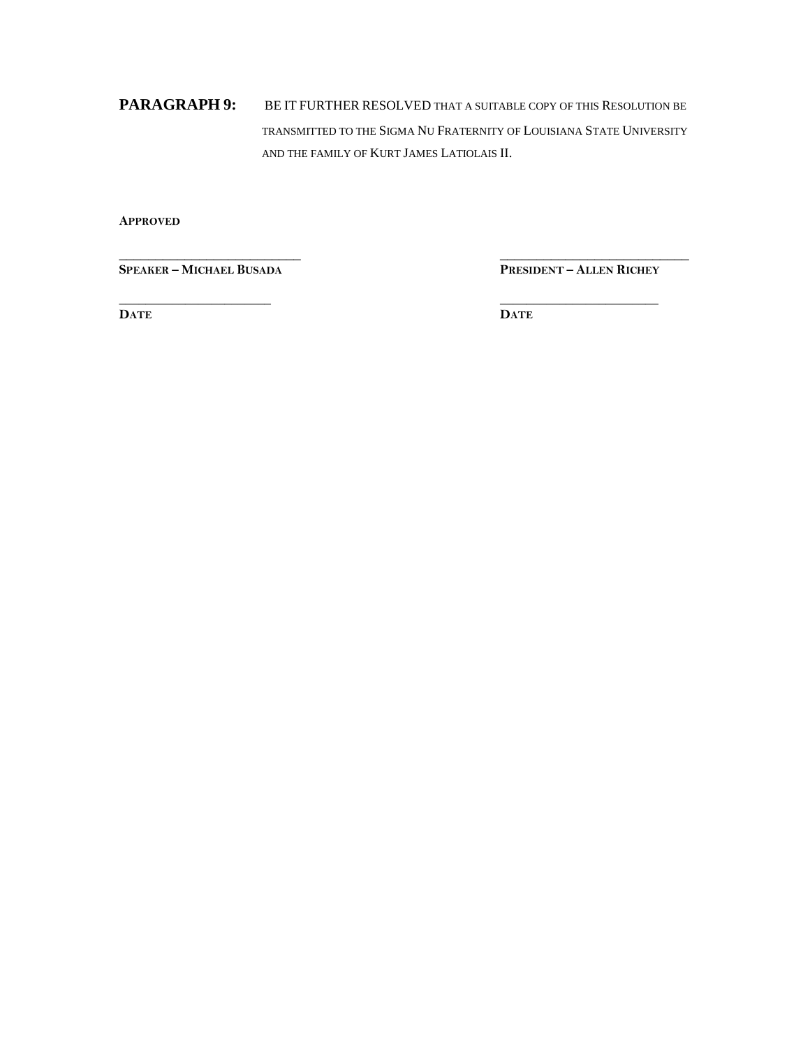**PARAGRAPH 9:** BE IT FURTHER RESOLVED THAT A SUITABLE COPY OF THIS RESOLUTION BE TRANSMITTED TO THE SIGMA NU FRATERNITY OF LOUISIANA STATE UNIVERSITY AND THE FAMILY OF KURT JAMES LATIOLAIS II.

**APPROVED**

| | |
|---|---|
| ____________________________ | ____________________________ |
| **SPEAKER – MICHAEL BUSADA** | **PRESIDENT – ALLEN RICHEY** |
| ________________________ | ________________________ |
| **DATE** | **DATE** |